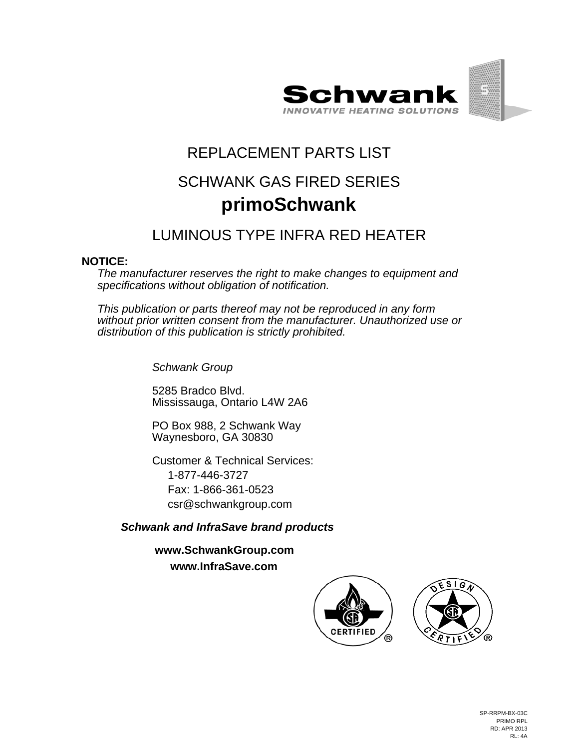Schwank

INNOVATIVE HEATING SOLUTIONS

# REPLACEMENT PARTS LIST

## SCHWANK GAS FIRED SERIES

# primoSchwank

## LUMINOUS TYPE INFRA RED HEATER

**NOTICE:**

*The manufacturer reserves the right to make changes to equipment and specifications without obligation of notification.*

*This publication or parts thereof may not be reproduced in any form without prior written consent from the manufacturer. Unauthorized use or distribution of this publication is strictly prohibited.*

*Schwank Group*

5285 Bradco Blvd.
Mississauga, Ontario L4W 2A6

PO Box 988, 2 Schwank Way
Waynesboro, GA 30830

Customer & Technical Services:
1-877-446-3727
Fax: 1-866-361-0523
csr@schwankgroup.com

***Schwank and InfraSave brand products***

**www.SchwankGroup.com**
**www.InfraSave.com**

SP-RRPM-BX-03C
PRIMO RPL
RD: APR 2013
RL: 4A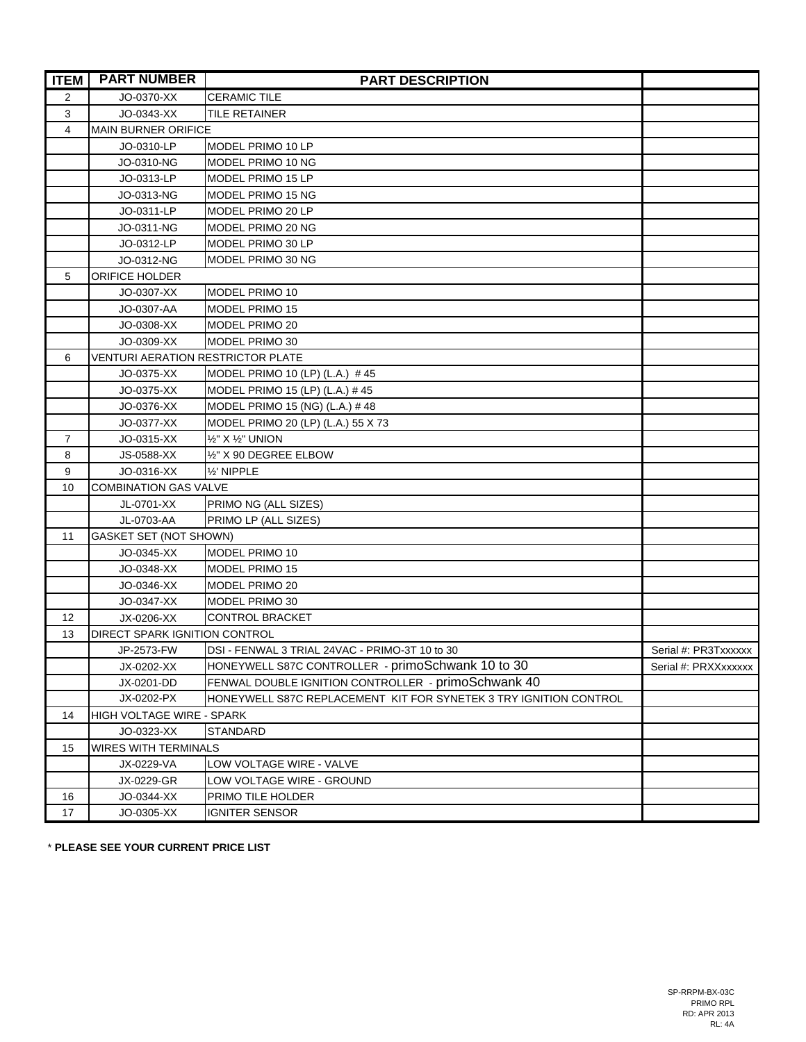| ITEM | PART NUMBER | PART DESCRIPTION | |
|---|---|---|---|
| 2 | JO-0370-XX | CERAMIC TILE | |
| 3 | JO-0343-XX | TILE RETAINER | |
| 4 | MAIN BURNER ORIFICE | | |
| | JO-0310-LP | MODEL PRIMO 10 LP | |
| | JO-0310-NG | MODEL PRIMO 10 NG | |
| | JO-0313-LP | MODEL PRIMO 15 LP | |
| | JO-0313-NG | MODEL PRIMO 15 NG | |
| | JO-0311-LP | MODEL PRIMO 20 LP | |
| | JO-0311-NG | MODEL PRIMO 20 NG | |
| | JO-0312-LP | MODEL PRIMO 30 LP | |
| | JO-0312-NG | MODEL PRIMO 30 NG | |
| 5 | ORIFICE HOLDER | | |
| | JO-0307-XX | MODEL PRIMO 10 | |
| | JO-0307-AA | MODEL PRIMO 15 | |
| | JO-0308-XX | MODEL PRIMO 20 | |
| | JO-0309-XX | MODEL PRIMO 30 | |
| 6 | VENTURI AERATION RESTRICTOR PLATE | | |
| | JO-0375-XX | MODEL PRIMO 10 (LP) (L.A.) # 45 | |
| | JO-0375-XX | MODEL PRIMO 15 (LP) (L.A.) # 45 | |
| | JO-0376-XX | MODEL PRIMO 15 (NG) (L.A.) # 48 | |
| | JO-0377-XX | MODEL PRIMO 20 (LP) (L.A.) 55 X 73 | |
| 7 | JO-0315-XX | ½" X ½" UNION | |
| 8 | JS-0588-XX | ½" X 90 DEGREE ELBOW | |
| 9 | JO-0316-XX | ½' NIPPLE | |
| 10 | COMBINATION GAS VALVE | | |
| | JL-0701-XX | PRIMO NG (ALL SIZES) | |
| | JL-0703-AA | PRIMO LP (ALL SIZES) | |
| 11 | GASKET SET (NOT SHOWN) | | |
| | JO-0345-XX | MODEL PRIMO 10 | |
| | JO-0348-XX | MODEL PRIMO 15 | |
| | JO-0346-XX | MODEL PRIMO 20 | |
| | JO-0347-XX | MODEL PRIMO 30 | |
| 12 | JX-0206-XX | CONTROL BRACKET | |
| 13 | DIRECT SPARK IGNITION CONTROL | | |
| | JP-2573-FW | DSI - FENWAL 3 TRIAL 24VAC - PRIMO-3T 10 to 30 | Serial #: PR3Txxxxxx |
| | JX-0202-XX | HONEYWELL S87C CONTROLLER - primoSchwank 10 to 30 | Serial #: PRXXxxxxxx |
| | JX-0201-DD | FENWAL DOUBLE IGNITION CONTROLLER - primoSchwank 40 | |
| | JX-0202-PX | HONEYWELL S87C REPLACEMENT KIT FOR SYNETEK 3 TRY IGNITION CONTROL | |
| 14 | HIGH VOLTAGE WIRE - SPARK | | |
| | JO-0323-XX | STANDARD | |
| 15 | WIRES WITH TERMINALS | | |
| | JX-0229-VA | LOW VOLTAGE WIRE - VALVE | |
| | JX-0229-GR | LOW VOLTAGE WIRE - GROUND | |
| 16 | JO-0344-XX | PRIMO TILE HOLDER | |
| 17 | JO-0305-XX | IGNITER SENSOR | |

* **PLEASE SEE YOUR CURRENT PRICE LIST**

SP-RRPM-BX-03C
PRIMO RPL
RD: APR 2013
RL: 4A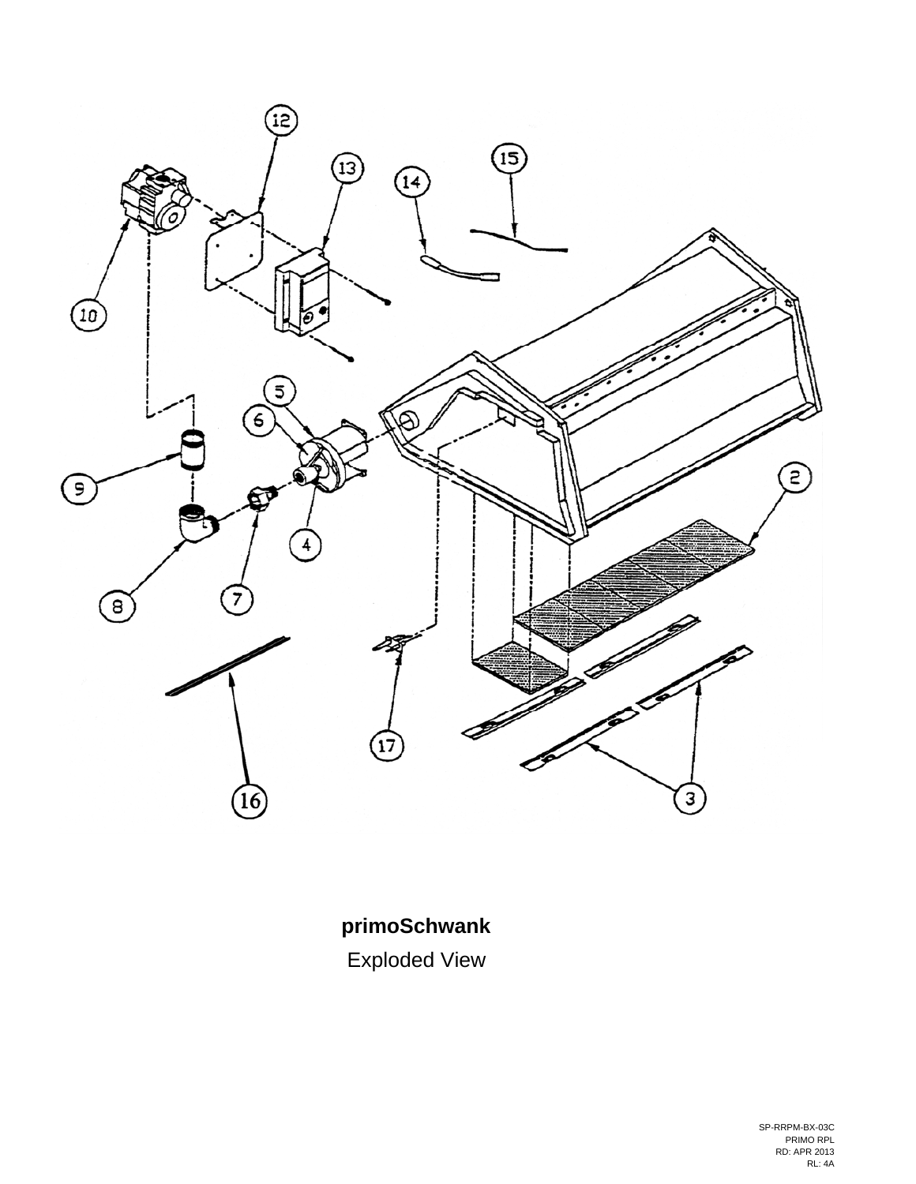**primoSchwank**

Exploded View

SP-RRPM-BX-03C
PRIMO RPL
RD: APR 2013
RL: 4A